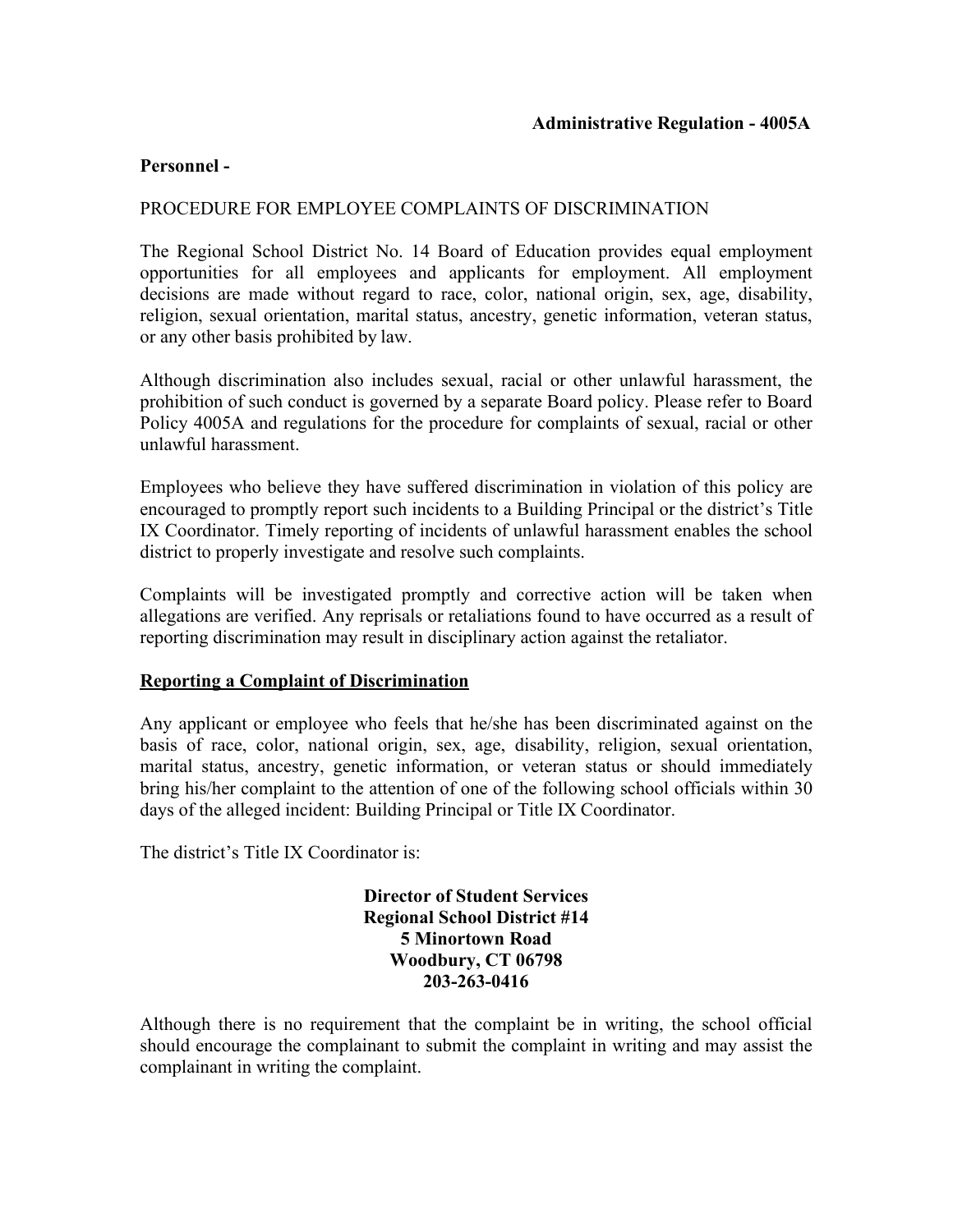**Administrative Regulation - 4005A**

**Personnel -**

PROCEDURE FOR EMPLOYEE COMPLAINTS OF DISCRIMINATION

The Regional School District No. 14 Board of Education provides equal employment opportunities for all employees and applicants for employment. All employment decisions are made without regard to race, color, national origin, sex, age, disability, religion, sexual orientation, marital status, ancestry, genetic information, veteran status, or any other basis prohibited by law.

Although discrimination also includes sexual, racial or other unlawful harassment, the prohibition of such conduct is governed by a separate Board policy. Please refer to Board Policy 4005A and regulations for the procedure for complaints of sexual, racial or other unlawful harassment.

Employees who believe they have suffered discrimination in violation of this policy are encouraged to promptly report such incidents to a Building Principal or the district's Title IX Coordinator. Timely reporting of incidents of unlawful harassment enables the school district to properly investigate and resolve such complaints.

Complaints will be investigated promptly and corrective action will be taken when allegations are verified. Any reprisals or retaliations found to have occurred as a result of reporting discrimination may result in disciplinary action against the retaliator.

**Reporting a Complaint of Discrimination**

Any applicant or employee who feels that he/she has been discriminated against on the basis of race, color, national origin, sex, age, disability, religion, sexual orientation, marital status, ancestry, genetic information, or veteran status or should immediately bring his/her complaint to the attention of one of the following school officials within 30 days of the alleged incident: Building Principal or Title IX Coordinator.

The district's Title IX Coordinator is:

**Director of Student Services**
**Regional School District #14**
**5 Minortown Road**
**Woodbury, CT 06798**
**203-263-0416**

Although there is no requirement that the complaint be in writing, the school official should encourage the complainant to submit the complaint in writing and may assist the complainant in writing the complaint.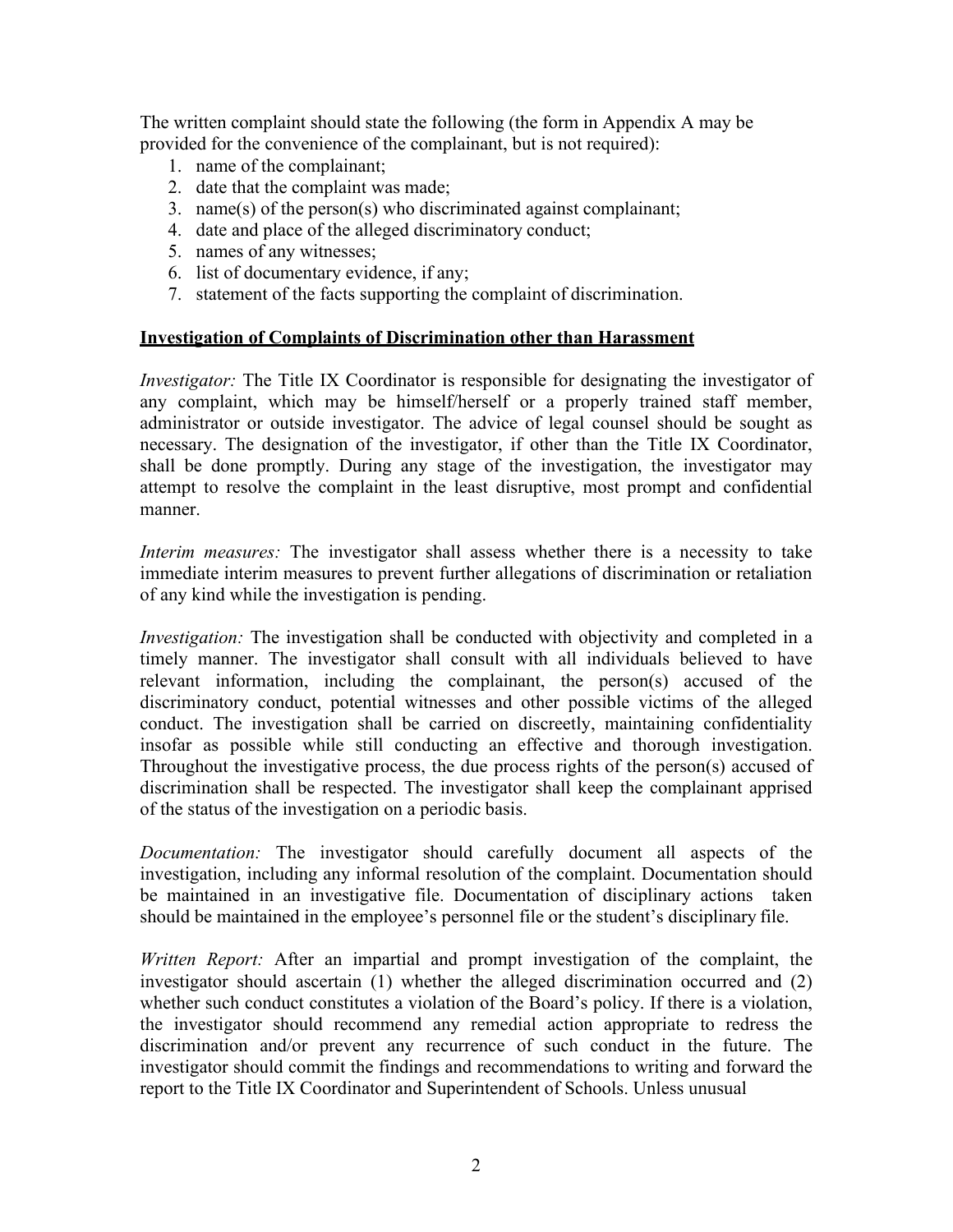The written complaint should state the following (the form in Appendix A may be provided for the convenience of the complainant, but is not required):

1. name of the complainant;
2. date that the complaint was made;
3. name(s) of the person(s) who discriminated against complainant;
4. date and place of the alleged discriminatory conduct;
5. names of any witnesses;
6. list of documentary evidence, if any;
7. statement of the facts supporting the complaint of discrimination.

**Investigation of Complaints of Discrimination other than Harassment**

*Investigator:* The Title IX Coordinator is responsible for designating the investigator of any complaint, which may be himself/herself or a properly trained staff member, administrator or outside investigator. The advice of legal counsel should be sought as necessary. The designation of the investigator, if other than the Title IX Coordinator, shall be done promptly. During any stage of the investigation, the investigator may attempt to resolve the complaint in the least disruptive, most prompt and confidential manner.

*Interim measures:* The investigator shall assess whether there is a necessity to take immediate interim measures to prevent further allegations of discrimination or retaliation of any kind while the investigation is pending.

*Investigation:* The investigation shall be conducted with objectivity and completed in a timely manner. The investigator shall consult with all individuals believed to have relevant information, including the complainant, the person(s) accused of the discriminatory conduct, potential witnesses and other possible victims of the alleged conduct. The investigation shall be carried on discreetly, maintaining confidentiality insofar as possible while still conducting an effective and thorough investigation. Throughout the investigative process, the due process rights of the person(s) accused of discrimination shall be respected. The investigator shall keep the complainant apprised of the status of the investigation on a periodic basis.

*Documentation:* The investigator should carefully document all aspects of the investigation, including any informal resolution of the complaint. Documentation should be maintained in an investigative file. Documentation of disciplinary actions taken should be maintained in the employee's personnel file or the student's disciplinary file.

*Written Report:* After an impartial and prompt investigation of the complaint, the investigator should ascertain (1) whether the alleged discrimination occurred and (2) whether such conduct constitutes a violation of the Board's policy. If there is a violation, the investigator should recommend any remedial action appropriate to redress the discrimination and/or prevent any recurrence of such conduct in the future. The investigator should commit the findings and recommendations to writing and forward the report to the Title IX Coordinator and Superintendent of Schools. Unless unusual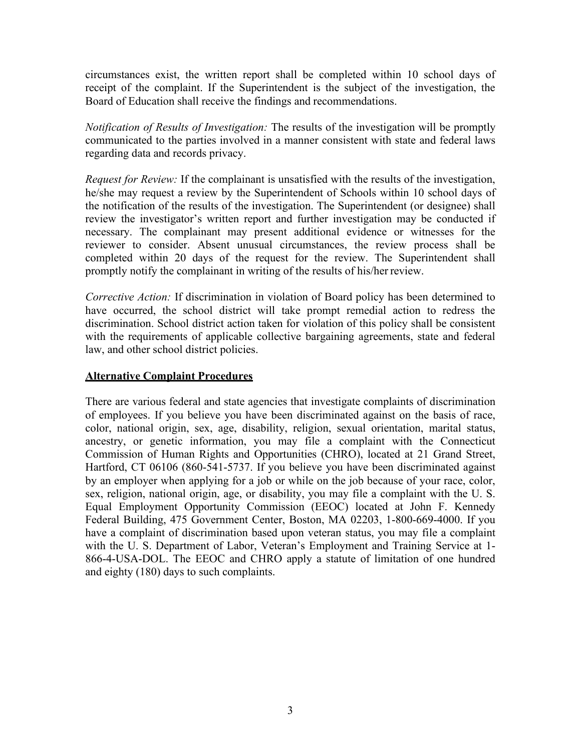circumstances exist, the written report shall be completed within 10 school days of receipt of the complaint. If the Superintendent is the subject of the investigation, the Board of Education shall receive the findings and recommendations.

*Notification of Results of Investigation:* The results of the investigation will be promptly communicated to the parties involved in a manner consistent with state and federal laws regarding data and records privacy.

*Request for Review:* If the complainant is unsatisfied with the results of the investigation, he/she may request a review by the Superintendent of Schools within 10 school days of the notification of the results of the investigation. The Superintendent (or designee) shall review the investigator's written report and further investigation may be conducted if necessary. The complainant may present additional evidence or witnesses for the reviewer to consider. Absent unusual circumstances, the review process shall be completed within 20 days of the request for the review. The Superintendent shall promptly notify the complainant in writing of the results of his/her review.

*Corrective Action:* If discrimination in violation of Board policy has been determined to have occurred, the school district will take prompt remedial action to redress the discrimination. School district action taken for violation of this policy shall be consistent with the requirements of applicable collective bargaining agreements, state and federal law, and other school district policies.

**Alternative Complaint Procedures**

There are various federal and state agencies that investigate complaints of discrimination of employees. If you believe you have been discriminated against on the basis of race, color, national origin, sex, age, disability, religion, sexual orientation, marital status, ancestry, or genetic information, you may file a complaint with the Connecticut Commission of Human Rights and Opportunities (CHRO), located at 21 Grand Street, Hartford, CT 06106 (860-541-5737. If you believe you have been discriminated against by an employer when applying for a job or while on the job because of your race, color, sex, religion, national origin, age, or disability, you may file a complaint with the U. S. Equal Employment Opportunity Commission (EEOC) located at John F. Kennedy Federal Building, 475 Government Center, Boston, MA 02203, 1-800-669-4000. If you have a complaint of discrimination based upon veteran status, you may file a complaint with the U. S. Department of Labor, Veteran's Employment and Training Service at 1-866-4-USA-DOL. The EEOC and CHRO apply a statute of limitation of one hundred and eighty (180) days to such complaints.